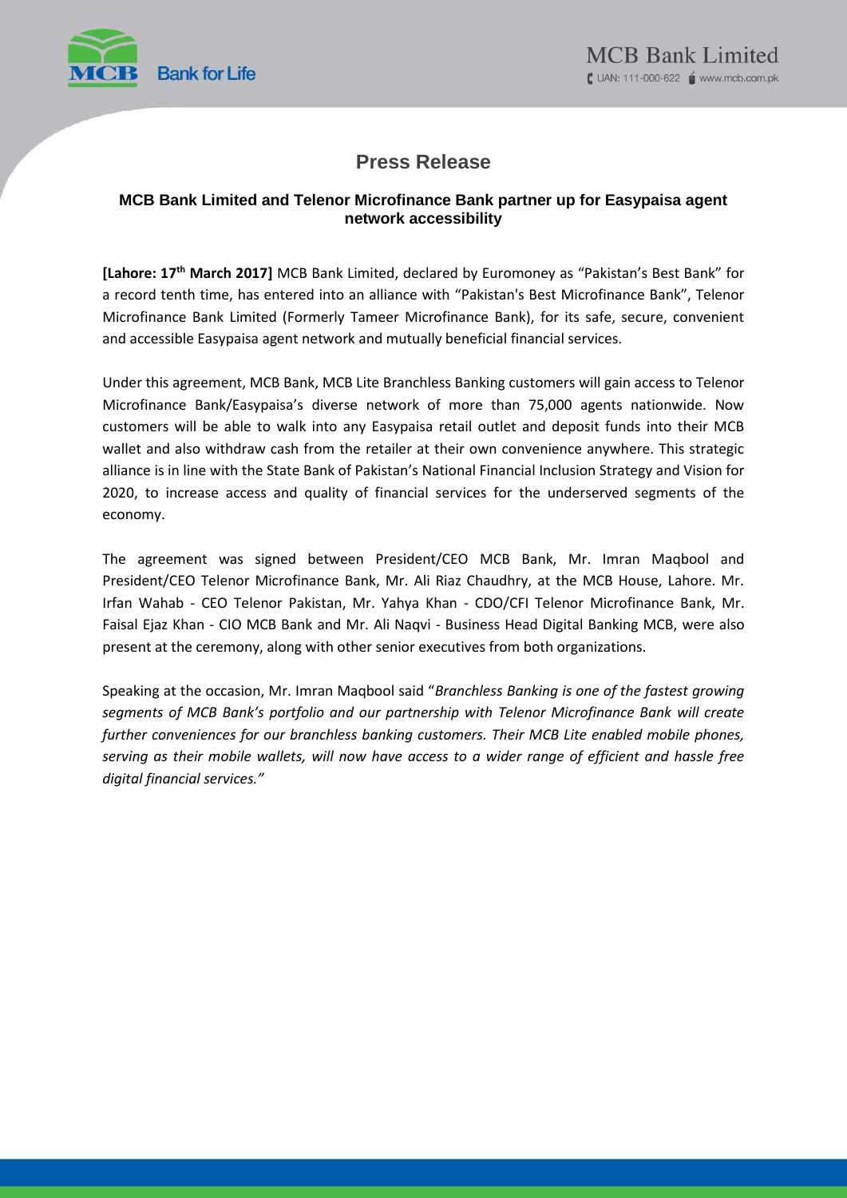# Press Release

## MCB Bank Limited and Telenor Microfinance Bank partner up for Easypaisa agent network accessibility

**[Lahore: 17th March 2017]** MCB Bank Limited, declared by Euromoney as "Pakistan's Best Bank" for a record tenth time, has entered into an alliance with "Pakistan's Best Microfinance Bank", Telenor Microfinance Bank Limited (Formerly Tameer Microfinance Bank), for its safe, secure, convenient and accessible Easypaisa agent network and mutually beneficial financial services.

Under this agreement, MCB Bank, MCB Lite Branchless Banking customers will gain access to Telenor Microfinance Bank/Easypaisa's diverse network of more than 75,000 agents nationwide. Now customers will be able to walk into any Easypaisa retail outlet and deposit funds into their MCB wallet and also withdraw cash from the retailer at their own convenience anywhere. This strategic alliance is in line with the State Bank of Pakistan's National Financial Inclusion Strategy and Vision for 2020, to increase access and quality of financial services for the underserved segments of the economy.

The agreement was signed between President/CEO MCB Bank, Mr. Imran Maqbool and President/CEO Telenor Microfinance Bank, Mr. Ali Riaz Chaudhry, at the MCB House, Lahore. Mr. Irfan Wahab - CEO Telenor Pakistan, Mr. Yahya Khan - CDO/CFI Telenor Microfinance Bank, Mr. Faisal Ejaz Khan - CIO MCB Bank and Mr. Ali Naqvi - Business Head Digital Banking MCB, were also present at the ceremony, along with other senior executives from both organizations.

Speaking at the occasion, Mr. Imran Maqbool said "*Branchless Banking is one of the fastest growing segments of MCB Bank's portfolio and our partnership with Telenor Microfinance Bank will create further conveniences for our branchless banking customers. Their MCB Lite enabled mobile phones, serving as their mobile wallets, will now have access to a wider range of efficient and hassle free digital financial services.*"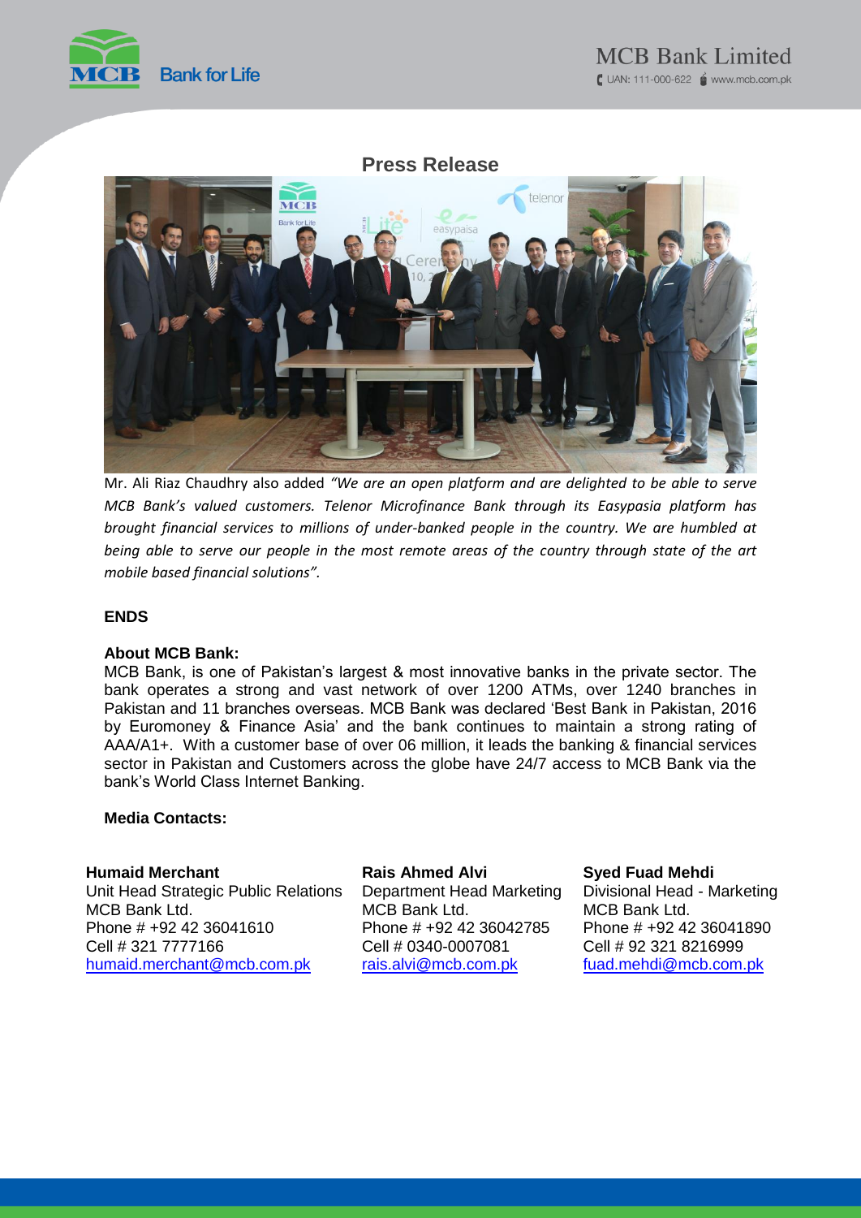**Press Release**

Mr. Ali Riaz Chaudhry also added *"We are an open platform and are delighted to be able to serve MCB Bank's valued customers. Telenor Microfinance Bank through its Easypasia platform has brought financial services to millions of under-banked people in the country. We are humbled at being able to serve our people in the most remote areas of the country through state of the art mobile based financial solutions".*

**ENDS**

**About MCB Bank:**

MCB Bank, is one of Pakistan's largest & most innovative banks in the private sector. The bank operates a strong and vast network of over 1200 ATMs, over 1240 branches in Pakistan and 11 branches overseas. MCB Bank was declared 'Best Bank in Pakistan, 2016 by Euromoney & Finance Asia' and the bank continues to maintain a strong rating of AAA/A1+. With a customer base of over 06 million, it leads the banking & financial services sector in Pakistan and Customers across the globe have 24/7 access to MCB Bank via the bank's World Class Internet Banking.

**Media Contacts:**

**Humaid Merchant**
Unit Head Strategic Public Relations
MCB Bank Ltd.
Phone # +92 42 36041610
Cell # 321 7777166
humaid.merchant@mcb.com.pk

**Rais Ahmed Alvi**
Department Head Marketing
MCB Bank Ltd.
Phone # +92 42 36042785
Cell # 0340-0007081
rais.alvi@mcb.com.pk

**Syed Fuad Mehdi**
Divisional Head - Marketing
MCB Bank Ltd.
Phone # +92 42 36041890
Cell # 92 321 8216999
fuad.mehdi@mcb.com.pk